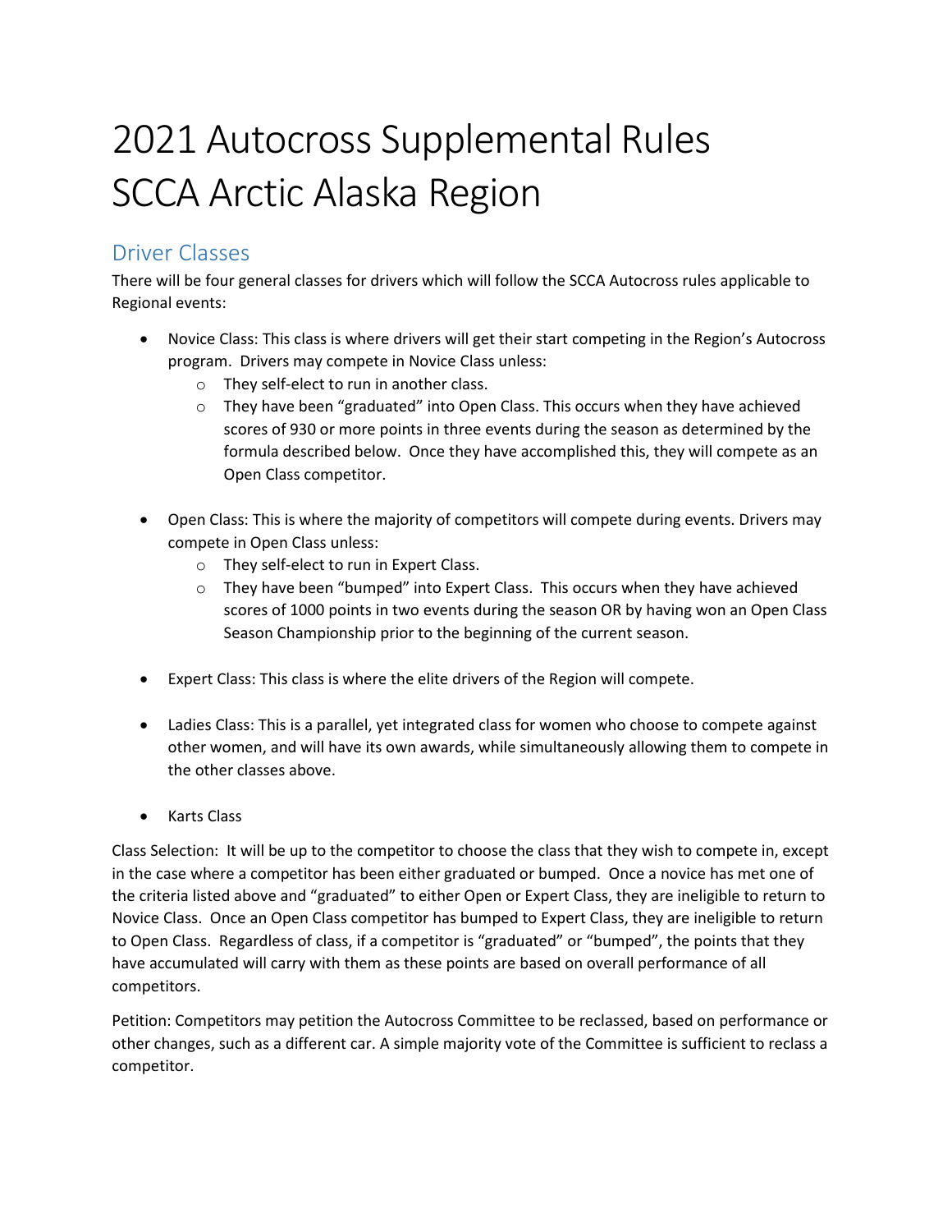# 2021 Autocross Supplemental Rules
# SCCA Arctic Alaska Region

## Driver Classes

There will be four general classes for drivers which will follow the SCCA Autocross rules applicable to Regional events:

- Novice Class: This class is where drivers will get their start competing in the Region's Autocross program. Drivers may compete in Novice Class unless:
  - They self-elect to run in another class.
  - They have been "graduated" into Open Class. This occurs when they have achieved scores of 930 or more points in three events during the season as determined by the formula described below. Once they have accomplished this, they will compete as an Open Class competitor.

- Open Class: This is where the majority of competitors will compete during events. Drivers may compete in Open Class unless:
  - They self-elect to run in Expert Class.
  - They have been "bumped" into Expert Class. This occurs when they have achieved scores of 1000 points in two events during the season OR by having won an Open Class Season Championship prior to the beginning of the current season.

- Expert Class: This class is where the elite drivers of the Region will compete.

- Ladies Class: This is a parallel, yet integrated class for women who choose to compete against other women, and will have its own awards, while simultaneously allowing them to compete in the other classes above.

- Karts Class

Class Selection: It will be up to the competitor to choose the class that they wish to compete in, except in the case where a competitor has been either graduated or bumped. Once a novice has met one of the criteria listed above and "graduated" to either Open or Expert Class, they are ineligible to return to Novice Class. Once an Open Class competitor has bumped to Expert Class, they are ineligible to return to Open Class. Regardless of class, if a competitor is "graduated" or "bumped", the points that they have accumulated will carry with them as these points are based on overall performance of all competitors.

Petition: Competitors may petition the Autocross Committee to be reclassed, based on performance or other changes, such as a different car. A simple majority vote of the Committee is sufficient to reclass a competitor.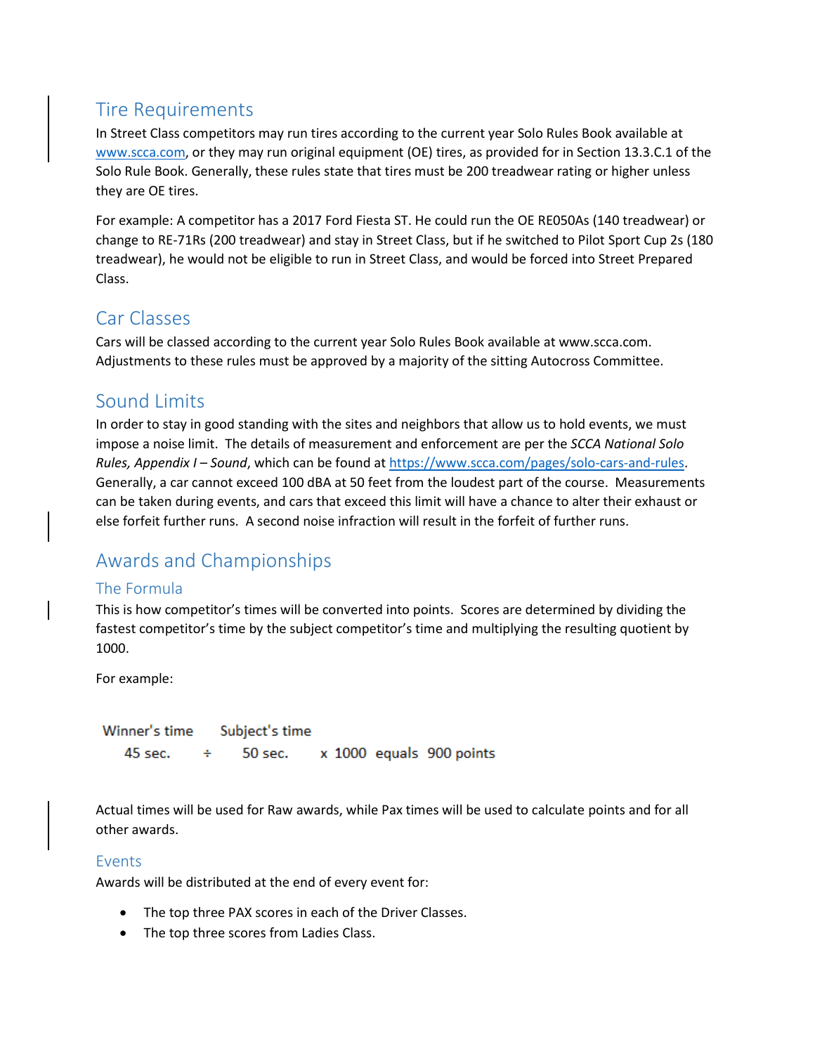## Tire Requirements

In Street Class competitors may run tires according to the current year Solo Rules Book available at [www.scca.com](http://www.scca.com), or they may run original equipment (OE) tires, as provided for in Section 13.3.C.1 of the Solo Rule Book. Generally, these rules state that tires must be 200 treadwear rating or higher unless they are OE tires.

For example: A competitor has a 2017 Ford Fiesta ST. He could run the OE RE050As (140 treadwear) or change to RE-71Rs (200 treadwear) and stay in Street Class, but if he switched to Pilot Sport Cup 2s (180 treadwear), he would not be eligible to run in Street Class, and would be forced into Street Prepared Class.

## Car Classes

Cars will be classed according to the current year Solo Rules Book available at www.scca.com. Adjustments to these rules must be approved by a majority of the sitting Autocross Committee.

## Sound Limits

In order to stay in good standing with the sites and neighbors that allow us to hold events, we must impose a noise limit. The details of measurement and enforcement are per the *SCCA National Solo Rules, Appendix I – Sound*, which can be found at [https://www.scca.com/pages/solo-cars-and-rules](https://www.scca.com/pages/solo-cars-and-rules). Generally, a car cannot exceed 100 dBA at 50 feet from the loudest part of the course. Measurements can be taken during events, and cars that exceed this limit will have a chance to alter their exhaust or else forfeit further runs. A second noise infraction will result in the forfeit of further runs.

## Awards and Championships

### The Formula

This is how competitor's times will be converted into points. Scores are determined by dividing the fastest competitor's time by the subject competitor's time and multiplying the resulting quotient by 1000.

For example:

| Winner's time | | Subject's time | | |
|---|---|---|---|---|
| 45 sec. | ÷ | 50 sec. | x 1000 equals | 900 points |

Actual times will be used for Raw awards, while Pax times will be used to calculate points and for all other awards.

### Events

Awards will be distributed at the end of every event for:

- The top three PAX scores in each of the Driver Classes.
- The top three scores from Ladies Class.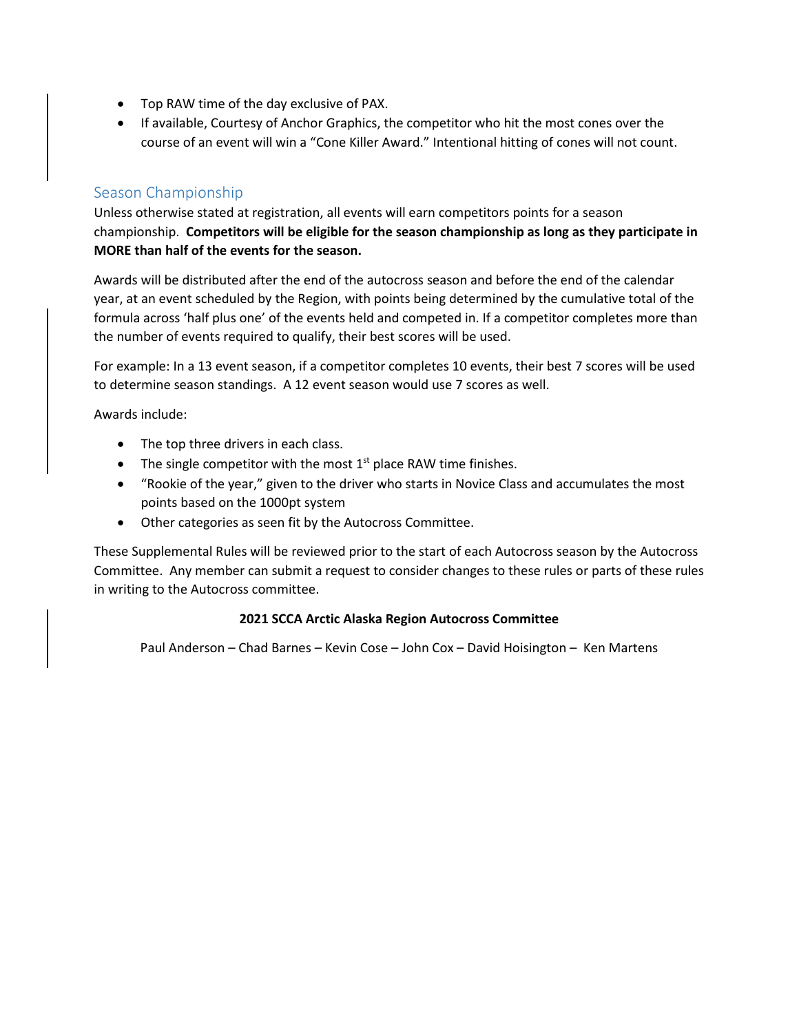- Top RAW time of the day exclusive of PAX.
- If available, Courtesy of Anchor Graphics, the competitor who hit the most cones over the course of an event will win a "Cone Killer Award." Intentional hitting of cones will not count.

## Season Championship

Unless otherwise stated at registration, all events will earn competitors points for a season championship. **Competitors will be eligible for the season championship as long as they participate in MORE than half of the events for the season.**

Awards will be distributed after the end of the autocross season and before the end of the calendar year, at an event scheduled by the Region, with points being determined by the cumulative total of the formula across 'half plus one' of the events held and competed in. If a competitor completes more than the number of events required to qualify, their best scores will be used.

For example: In a 13 event season, if a competitor completes 10 events, their best 7 scores will be used to determine season standings. A 12 event season would use 7 scores as well.

Awards include:

- The top three drivers in each class.
- The single competitor with the most 1st place RAW time finishes.
- "Rookie of the year," given to the driver who starts in Novice Class and accumulates the most points based on the 1000pt system
- Other categories as seen fit by the Autocross Committee.

These Supplemental Rules will be reviewed prior to the start of each Autocross season by the Autocross Committee. Any member can submit a request to consider changes to these rules or parts of these rules in writing to the Autocross committee.

**2021 SCCA Arctic Alaska Region Autocross Committee**

Paul Anderson – Chad Barnes – Kevin Cose – John Cox – David Hoisington – Ken Martens